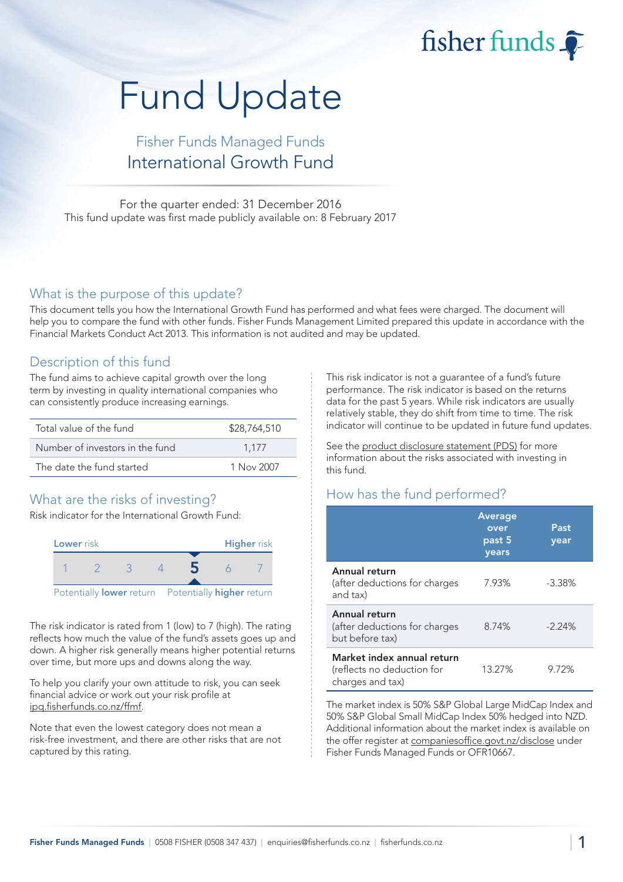fisher funds

# Fund Update

## Fisher Funds Managed Funds
## International Growth Fund

For the quarter ended: 31 December 2016
This fund update was first made publicly available on: 8 February 2017

## What is the purpose of this update?

This document tells you how the International Growth Fund has performed and what fees were charged. The document will help you to compare the fund with other funds. Fisher Funds Management Limited prepared this update in accordance with the Financial Markets Conduct Act 2013. This information is not audited and may be updated.

## Description of this fund

The fund aims to achieve capital growth over the long term by investing in quality international companies who can consistently produce increasing earnings.

| | |
|---|---|
| Total value of the fund | $28,764,510 |
| Number of investors in the fund | 1,177 |
| The date the fund started | 1 Nov 2007 |

## What are the risks of investing?

Risk indicator for the International Growth Fund:

| Lower risk | | | | | | Higher risk |
|---|---|---|---|---|---|---|
| 1 | 2 | 3 | 4 | **5** | 6 | 7 |
| Potentially **lower** return | | | | | | Potentially **higher** return |

The risk indicator is rated from 1 (low) to 7 (high). The rating reflects how much the value of the fund's assets goes up and down. A higher risk generally means higher potential returns over time, but more ups and downs along the way.

To help you clarify your own attitude to risk, you can seek financial advice or work out your risk profile at ipq.fisherfunds.co.nz/ffmf.

Note that even the lowest category does not mean a risk-free investment, and there are other risks that are not captured by this rating.

This risk indicator is not a guarantee of a fund's future performance. The risk indicator is based on the returns data for the past 5 years. While risk indicators are usually relatively stable, they do shift from time to time. The risk indicator will continue to be updated in future fund updates.

See the product disclosure statement (PDS) for more information about the risks associated with investing in this fund.

## How has the fund performed?

| | Average over past 5 years | Past year |
|---|---|---|
| **Annual return** (after deductions for charges and tax) | 7.93% | -3.38% |
| **Annual return** (after deductions for charges but before tax) | 8.74% | -2.24% |
| **Market index annual return** (reflects no deduction for charges and tax) | 13.27% | 9.72% |

The market index is 50% S&P Global Large MidCap Index and 50% S&P Global Small MidCap Index 50% hedged into NZD. Additional information about the market index is available on the offer register at companiesoffice.govt.nz/disclose under Fisher Funds Managed Funds or OFR10667.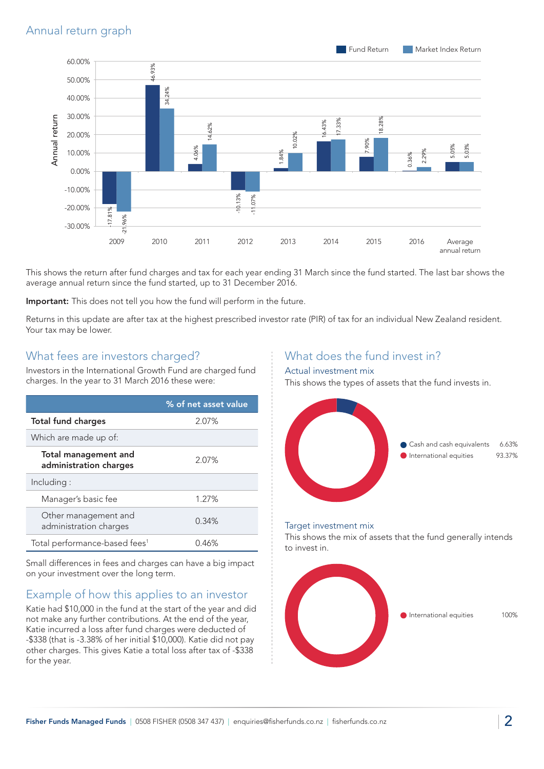## Annual return graph

| Year | Fund Return | Market Index Return |
|---|---|---|
| 2009 | -17.81% | -21.96% |
| 2010 | 46.93% | 34.24% |
| 2011 | 4.06% | 14.62% |
| 2012 | -10.13% | -11.07% |
| 2013 | 1.84% | 10.02% |
| 2014 | 16.43% | 17.33% |
| 2015 | 7.90% | 18.28% |
| 2016 | 0.36% | 2.29% |
| Average annual return | 5.05% | 5.03% |

This shows the return after fund charges and tax for each year ending 31 March since the fund started. The last bar shows the average annual return since the fund started, up to 31 December 2016.

**Important:** This does not tell you how the fund will perform in the future.

Returns in this update are after tax at the highest prescribed investor rate (PIR) of tax for an individual New Zealand resident. Your tax may be lower.

## What fees are investors charged?

Investors in the International Growth Fund are charged fund charges. In the year to 31 March 2016 these were:

| | % of net asset value |
|---|---|
| **Total fund charges** | 2.07% |
| Which are made up of: | |
| **Total management and administration charges** | 2.07% |
| Including : | |
| Manager's basic fee | 1.27% |
| Other management and administration charges | 0.34% |
| Total performance-based fees[1] | 0.46% |

Small differences in fees and charges can have a big impact on your investment over the long term.

## Example of how this applies to an investor

Katie had $10,000 in the fund at the start of the year and did not make any further contributions. At the end of the year, Katie incurred a loss after fund charges were deducted of -$338 (that is -3.38% of her initial $10,000). Katie did not pay other charges. This gives Katie a total loss after tax of -$338 for the year.

## What does the fund invest in?

### Actual investment mix

This shows the types of assets that the fund invests in.

| Asset | % |
|---|---|
| Cash and cash equivalents | 6.63% |
| International equities | 93.37% |

### Target investment mix

This shows the mix of assets that the fund generally intends to invest in.

| Asset | % |
|---|---|
| International equities | 100% |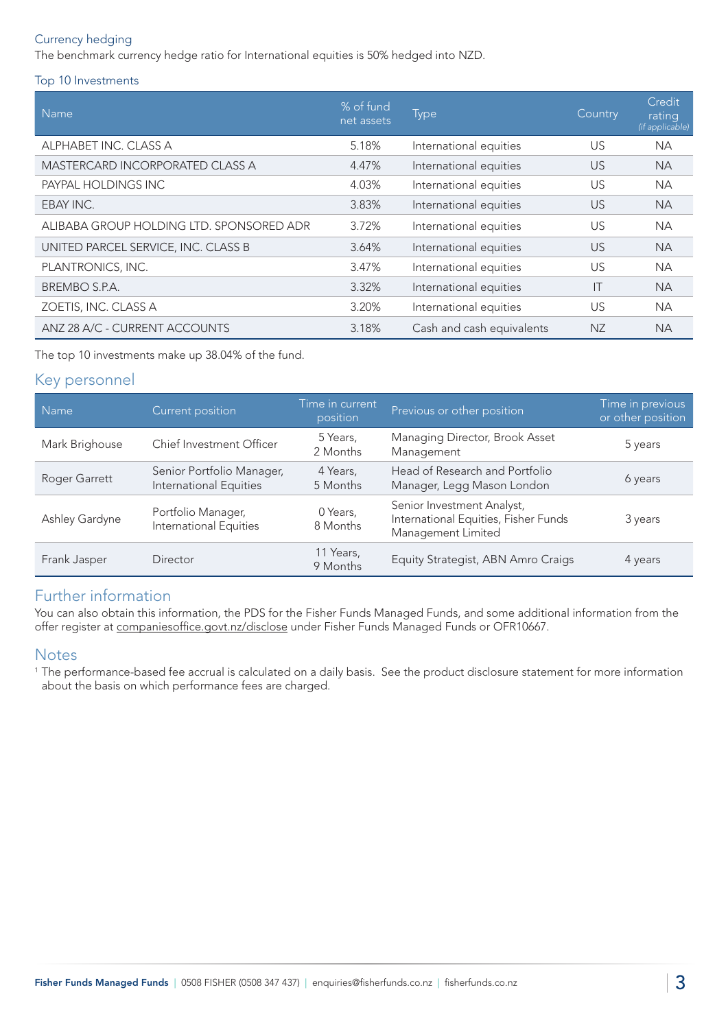## Currency hedging

The benchmark currency hedge ratio for International equities is 50% hedged into NZD.

## Top 10 Investments

| Name | % of fund net assets | Type | Country | Credit rating *(if applicable)* |
|---|---|---|---|---|
| ALPHABET INC. CLASS A | 5.18% | International equities | US | NA |
| MASTERCARD INCORPORATED CLASS A | 4.47% | International equities | US | NA |
| PAYPAL HOLDINGS INC | 4.03% | International equities | US | NA |
| EBAY INC. | 3.83% | International equities | US | NA |
| ALIBABA GROUP HOLDING LTD. SPONSORED ADR | 3.72% | International equities | US | NA |
| UNITED PARCEL SERVICE, INC. CLASS B | 3.64% | International equities | US | NA |
| PLANTRONICS, INC. | 3.47% | International equities | US | NA |
| BREMBO S.P.A. | 3.32% | International equities | IT | NA |
| ZOETIS, INC. CLASS A | 3.20% | International equities | US | NA |
| ANZ 28 A/C - CURRENT ACCOUNTS | 3.18% | Cash and cash equivalents | NZ | NA |

The top 10 investments make up 38.04% of the fund.

## Key personnel

| Name | Current position | Time in current position | Previous or other position | Time in previous or other position |
|---|---|---|---|---|
| Mark Brighouse | Chief Investment Officer | 5 Years, 2 Months | Managing Director, Brook Asset Management | 5 years |
| Roger Garrett | Senior Portfolio Manager, International Equities | 4 Years, 5 Months | Head of Research and Portfolio Manager, Legg Mason London | 6 years |
| Ashley Gardyne | Portfolio Manager, International Equities | 0 Years, 8 Months | Senior Investment Analyst, International Equities, Fisher Funds Management Limited | 3 years |
| Frank Jasper | Director | 11 Years, 9 Months | Equity Strategist, ABN Amro Craigs | 4 years |

## Further information

You can also obtain this information, the PDS for the Fisher Funds Managed Funds, and some additional information from the offer register at companiesoffice.govt.nz/disclose under Fisher Funds Managed Funds or OFR10667.

## Notes

[1] The performance-based fee accrual is calculated on a daily basis. See the product disclosure statement for more information about the basis on which performance fees are charged.